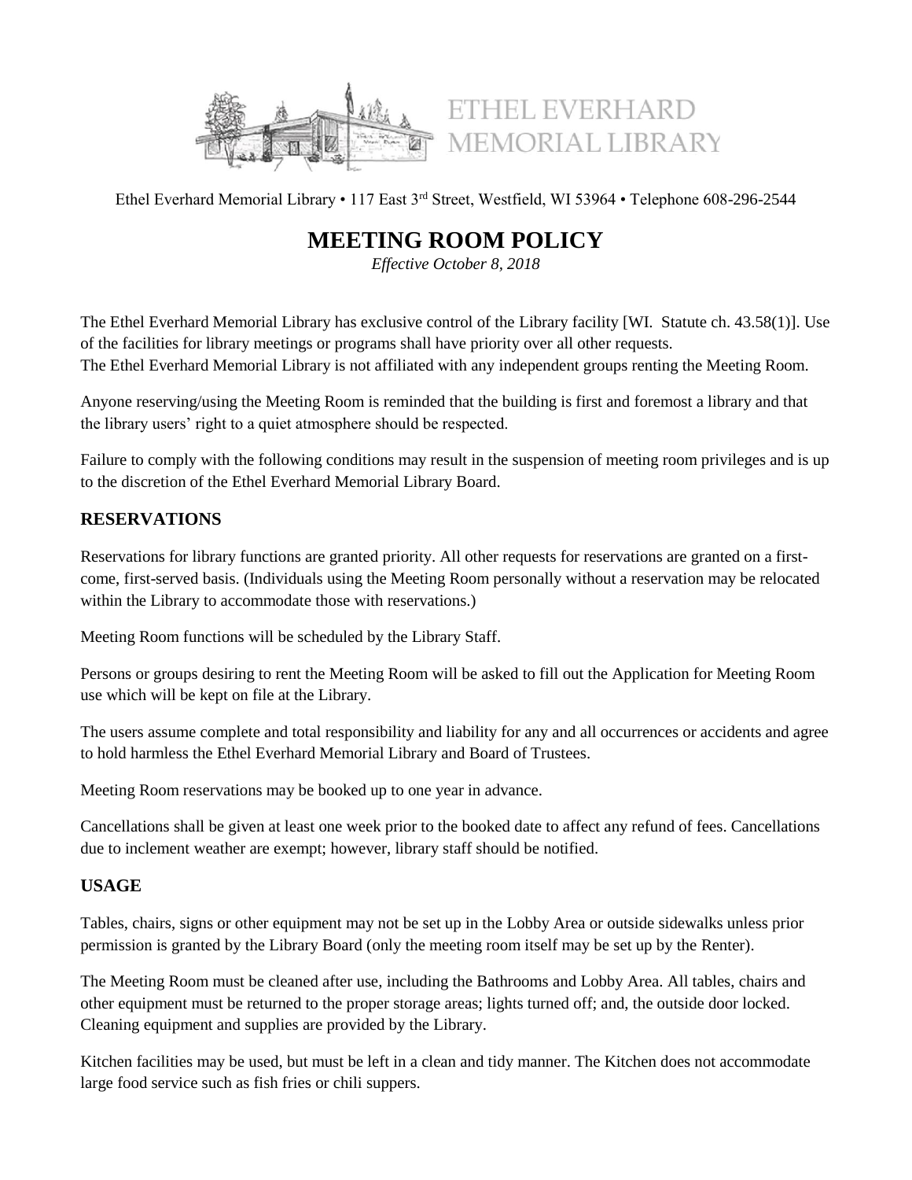ETHEL EVERHARD MEMORIAL LIBRARY

Ethel Everhard Memorial Library • 117 East 3rd Street, Westfield, WI 53964 • Telephone 608-296-2544

# MEETING ROOM POLICY

*Effective October 8, 2018*

The Ethel Everhard Memorial Library has exclusive control of the Library facility [WI. Statute ch. 43.58(1)]. Use of the facilities for library meetings or programs shall have priority over all other requests.
The Ethel Everhard Memorial Library is not affiliated with any independent groups renting the Meeting Room.

Anyone reserving/using the Meeting Room is reminded that the building is first and foremost a library and that the library users' right to a quiet atmosphere should be respected.

Failure to comply with the following conditions may result in the suspension of meeting room privileges and is up to the discretion of the Ethel Everhard Memorial Library Board.

## RESERVATIONS

Reservations for library functions are granted priority. All other requests for reservations are granted on a first-come, first-served basis. (Individuals using the Meeting Room personally without a reservation may be relocated within the Library to accommodate those with reservations.)

Meeting Room functions will be scheduled by the Library Staff.

Persons or groups desiring to rent the Meeting Room will be asked to fill out the Application for Meeting Room use which will be kept on file at the Library.

The users assume complete and total responsibility and liability for any and all occurrences or accidents and agree to hold harmless the Ethel Everhard Memorial Library and Board of Trustees.

Meeting Room reservations may be booked up to one year in advance.

Cancellations shall be given at least one week prior to the booked date to affect any refund of fees. Cancellations due to inclement weather are exempt; however, library staff should be notified.

## USAGE

Tables, chairs, signs or other equipment may not be set up in the Lobby Area or outside sidewalks unless prior permission is granted by the Library Board (only the meeting room itself may be set up by the Renter).

The Meeting Room must be cleaned after use, including the Bathrooms and Lobby Area. All tables, chairs and other equipment must be returned to the proper storage areas; lights turned off; and, the outside door locked. Cleaning equipment and supplies are provided by the Library.

Kitchen facilities may be used, but must be left in a clean and tidy manner. The Kitchen does not accommodate large food service such as fish fries or chili suppers.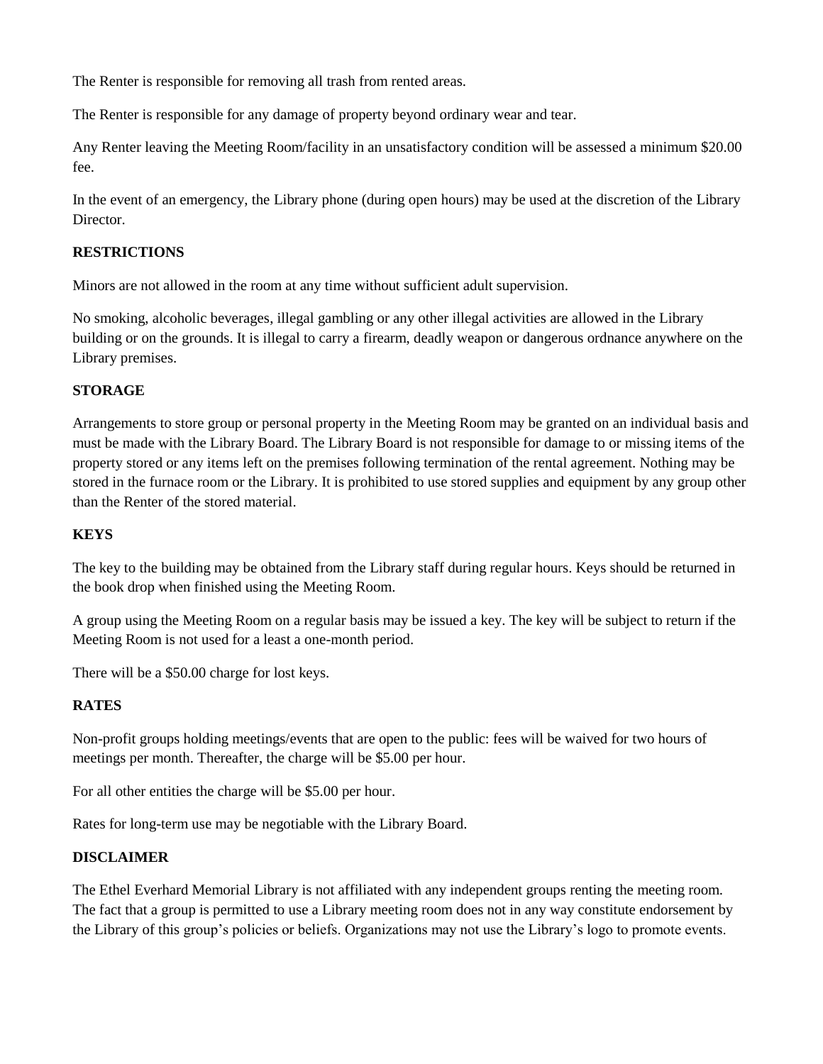The Renter is responsible for removing all trash from rented areas.

The Renter is responsible for any damage of property beyond ordinary wear and tear.

Any Renter leaving the Meeting Room/facility in an unsatisfactory condition will be assessed a minimum $20.00 fee.

In the event of an emergency, the Library phone (during open hours) may be used at the discretion of the Library Director.

**RESTRICTIONS**

Minors are not allowed in the room at any time without sufficient adult supervision.

No smoking, alcoholic beverages, illegal gambling or any other illegal activities are allowed in the Library building or on the grounds. It is illegal to carry a firearm, deadly weapon or dangerous ordnance anywhere on the Library premises.

**STORAGE**

Arrangements to store group or personal property in the Meeting Room may be granted on an individual basis and must be made with the Library Board. The Library Board is not responsible for damage to or missing items of the property stored or any items left on the premises following termination of the rental agreement. Nothing may be stored in the furnace room or the Library. It is prohibited to use stored supplies and equipment by any group other than the Renter of the stored material.

**KEYS**

The key to the building may be obtained from the Library staff during regular hours. Keys should be returned in the book drop when finished using the Meeting Room.

A group using the Meeting Room on a regular basis may be issued a key. The key will be subject to return if the Meeting Room is not used for a least a one-month period.

There will be a $50.00 charge for lost keys.

**RATES**

Non-profit groups holding meetings/events that are open to the public: fees will be waived for two hours of meetings per month. Thereafter, the charge will be $5.00 per hour.

For all other entities the charge will be $5.00 per hour.

Rates for long-term use may be negotiable with the Library Board.

**DISCLAIMER**

The Ethel Everhard Memorial Library is not affiliated with any independent groups renting the meeting room. The fact that a group is permitted to use a Library meeting room does not in any way constitute endorsement by the Library of this group's policies or beliefs. Organizations may not use the Library's logo to promote events.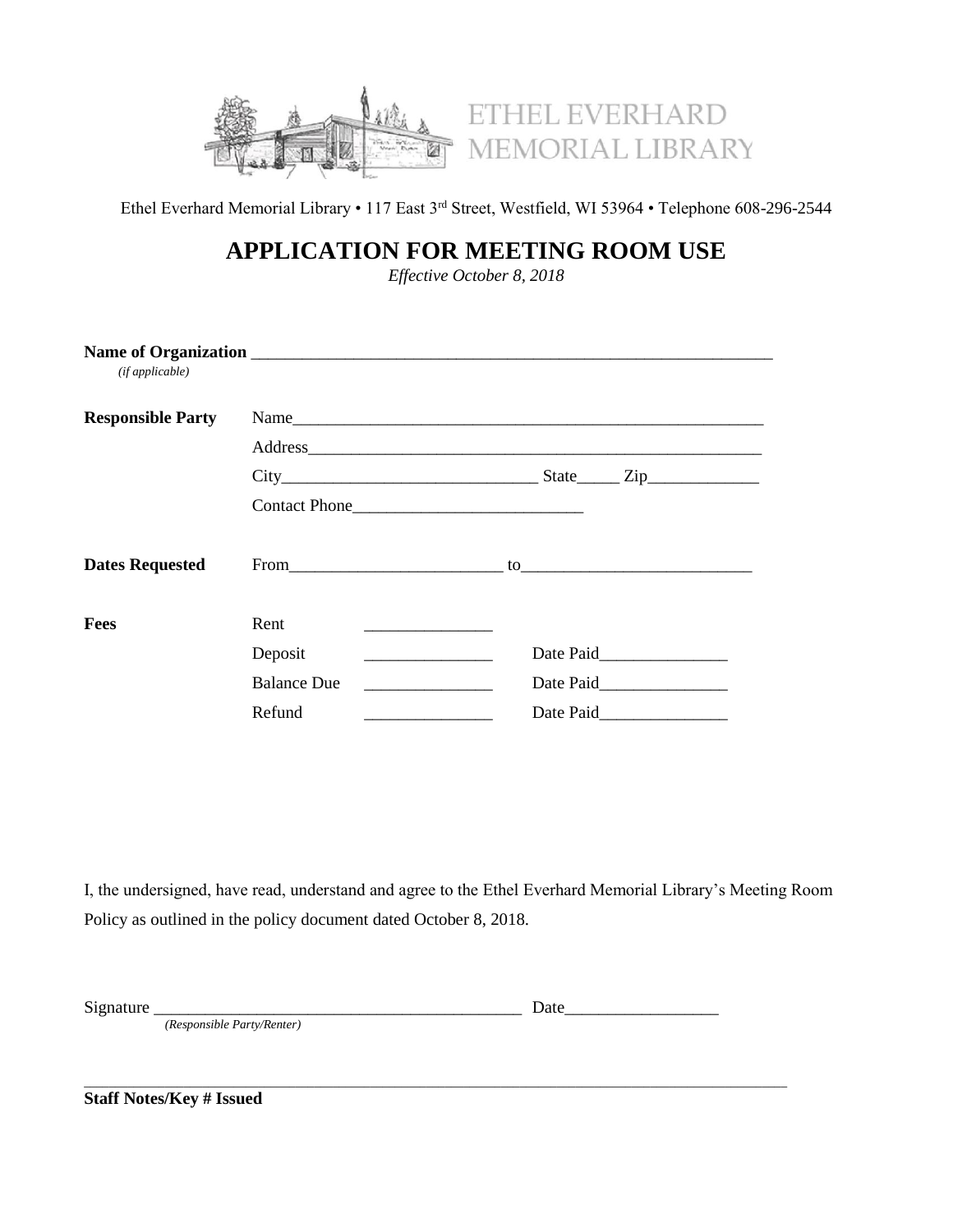ETHEL EVERHARD MEMORIAL LIBRARY

Ethel Everhard Memorial Library • 117 East 3rd Street, Westfield, WI 53964 • Telephone 608-296-2544

# APPLICATION FOR MEETING ROOM USE

*Effective October 8, 2018*

**Name of Organization** ______________________________________________________________
*(if applicable)*

**Responsible Party**

Name________________________________________________________

Address______________________________________________________

City_____________________________ State_____ Zip_____________

Contact Phone___________________________

**Dates Requested** From_________________________ to___________________________

**Fees**

| | | | |
|---|---|---|---|
| Rent | _______________ | | |
| Deposit | _______________ | Date Paid | _______________ |
| Balance Due | _______________ | Date Paid | _______________ |
| Refund | _______________ | Date Paid | _______________ |

I, the undersigned, have read, understand and agree to the Ethel Everhard Memorial Library's Meeting Room Policy as outlined in the policy document dated October 8, 2018.

Signature ____________________________________________ Date__________________
*(Responsible Party/Renter)*

---

**Staff Notes/Key # Issued**